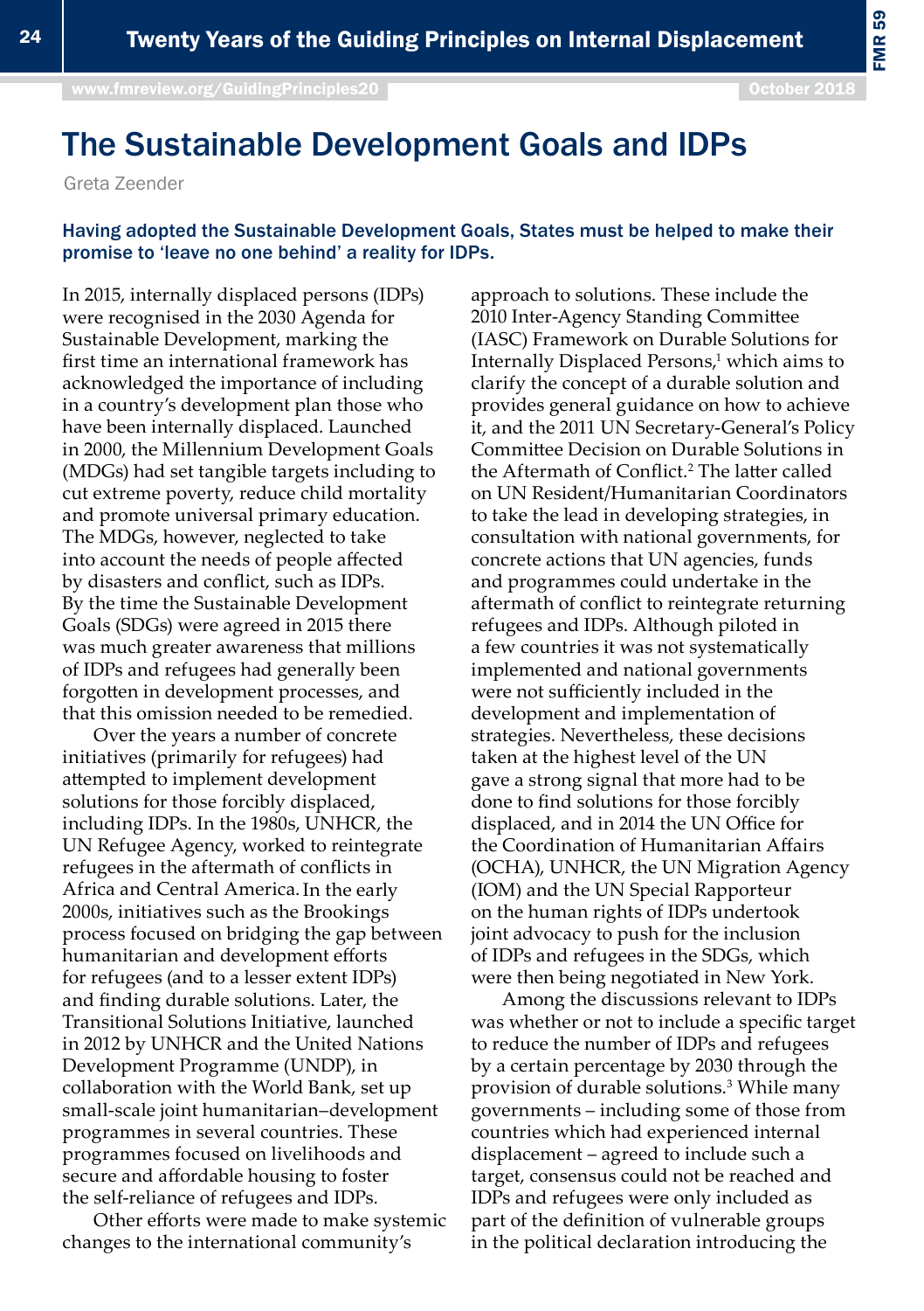# The Sustainable Development Goals and IDPs

Greta Zeender

**Having adopted the Sustainable Development Goals, States must be helped to make their promise to 'leave no one behind' a reality for IDPs.**

In 2015, internally displaced persons (IDPs) were recognised in the 2030 Agenda for Sustainable Development, marking the first time an international framework has acknowledged the importance of including in a country's development plan those who have been internally displaced. Launched in 2000, the Millennium Development Goals (MDGs) had set tangible targets including to cut extreme poverty, reduce child mortality and promote universal primary education. The MDGs, however, neglected to take into account the needs of people affected by disasters and conflict, such as IDPs. By the time the Sustainable Development Goals (SDGs) were agreed in 2015 there was much greater awareness that millions of IDPs and refugees had generally been forgotten in development processes, and that this omission needed to be remedied.

Over the years a number of concrete initiatives (primarily for refugees) had attempted to implement development solutions for those forcibly displaced, including IDPs. In the 1980s, UNHCR, the UN Refugee Agency, worked to reintegrate refugees in the aftermath of conflicts in Africa and Central America. In the early 2000s, initiatives such as the Brookings process focused on bridging the gap between humanitarian and development efforts for refugees (and to a lesser extent IDPs) and finding durable solutions. Later, the Transitional Solutions Initiative, launched in 2012 by UNHCR and the United Nations Development Programme (UNDP), in collaboration with the World Bank, set up small-scale joint humanitarian–development programmes in several countries. These programmes focused on livelihoods and secure and affordable housing to foster the self-reliance of refugees and IDPs.

Other efforts were made to make systemic changes to the international community's approach to solutions. These include the 2010 Inter-Agency Standing Committee (IASC) Framework on Durable Solutions for Internally Displaced Persons,[1] which aims to clarify the concept of a durable solution and provides general guidance on how to achieve it, and the 2011 UN Secretary-General's Policy Committee Decision on Durable Solutions in the Aftermath of Conflict.[2] The latter called on UN Resident/Humanitarian Coordinators to take the lead in developing strategies, in consultation with national governments, for concrete actions that UN agencies, funds and programmes could undertake in the aftermath of conflict to reintegrate returning refugees and IDPs. Although piloted in a few countries it was not systematically implemented and national governments were not sufficiently included in the development and implementation of strategies. Nevertheless, these decisions taken at the highest level of the UN gave a strong signal that more had to be done to find solutions for those forcibly displaced, and in 2014 the UN Office for the Coordination of Humanitarian Affairs (OCHA), UNHCR, the UN Migration Agency (IOM) and the UN Special Rapporteur on the human rights of IDPs undertook joint advocacy to push for the inclusion of IDPs and refugees in the SDGs, which were then being negotiated in New York.

Among the discussions relevant to IDPs was whether or not to include a specific target to reduce the number of IDPs and refugees by a certain percentage by 2030 through the provision of durable solutions.[3] While many governments – including some of those from countries which had experienced internal displacement – agreed to include such a target, consensus could not be reached and IDPs and refugees were only included as part of the definition of vulnerable groups in the political declaration introducing the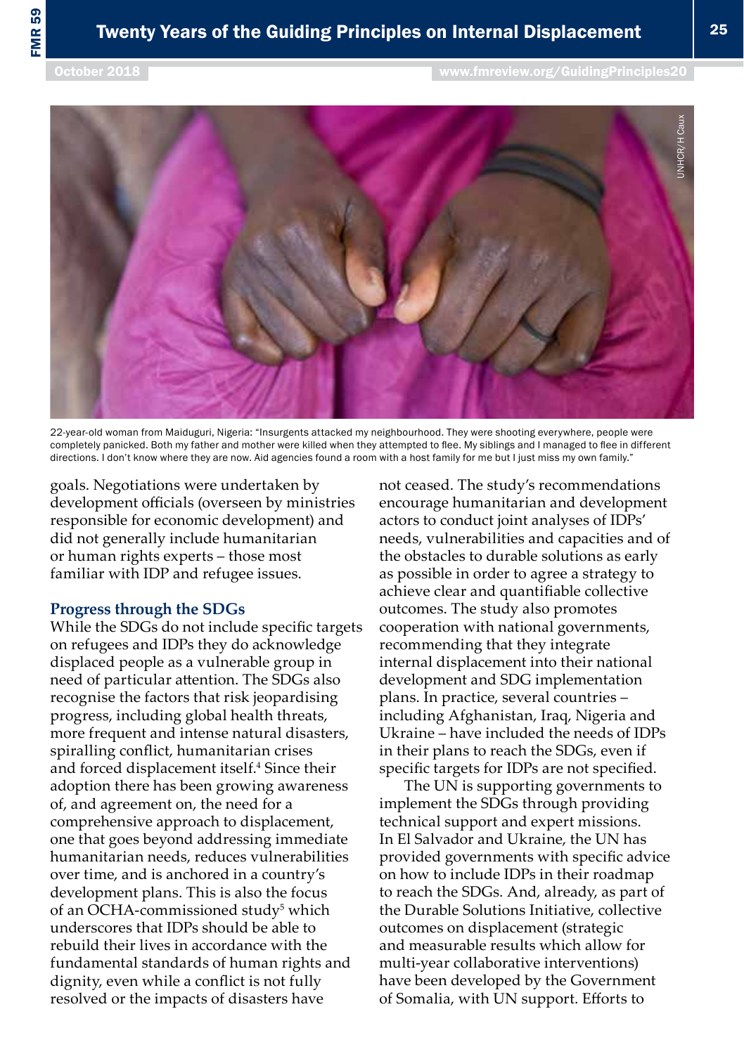22-year-old woman from Maiduguri, Nigeria: "Insurgents attacked my neighbourhood. They were shooting everywhere, people were completely panicked. Both my father and mother were killed when they attempted to flee. My siblings and I managed to flee in different directions. I don't know where they are now. Aid agencies found a room with a host family for me but I just miss my own family."

UNHCR/H Caux

goals. Negotiations were undertaken by development officials (overseen by ministries responsible for economic development) and did not generally include humanitarian or human rights experts – those most familiar with IDP and refugee issues.

### Progress through the SDGs

While the SDGs do not include specific targets on refugees and IDPs they do acknowledge displaced people as a vulnerable group in need of particular attention. The SDGs also recognise the factors that risk jeopardising progress, including global health threats, more frequent and intense natural disasters, spiralling conflict, humanitarian crises and forced displacement itself.[4] Since their adoption there has been growing awareness of, and agreement on, the need for a comprehensive approach to displacement, one that goes beyond addressing immediate humanitarian needs, reduces vulnerabilities over time, and is anchored in a country's development plans. This is also the focus of an OCHA-commissioned study[5] which underscores that IDPs should be able to rebuild their lives in accordance with the fundamental standards of human rights and dignity, even while a conflict is not fully resolved or the impacts of disasters have not ceased. The study's recommendations encourage humanitarian and development actors to conduct joint analyses of IDPs' needs, vulnerabilities and capacities and of the obstacles to durable solutions as early as possible in order to agree a strategy to achieve clear and quantifiable collective outcomes. The study also promotes cooperation with national governments, recommending that they integrate internal displacement into their national development and SDG implementation plans. In practice, several countries – including Afghanistan, Iraq, Nigeria and Ukraine – have included the needs of IDPs in their plans to reach the SDGs, even if specific targets for IDPs are not specified.

The UN is supporting governments to implement the SDGs through providing technical support and expert missions. In El Salvador and Ukraine, the UN has provided governments with specific advice on how to include IDPs in their roadmap to reach the SDGs. And, already, as part of the Durable Solutions Initiative, collective outcomes on displacement (strategic and measurable results which allow for multi-year collaborative interventions) have been developed by the Government of Somalia, with UN support. Efforts to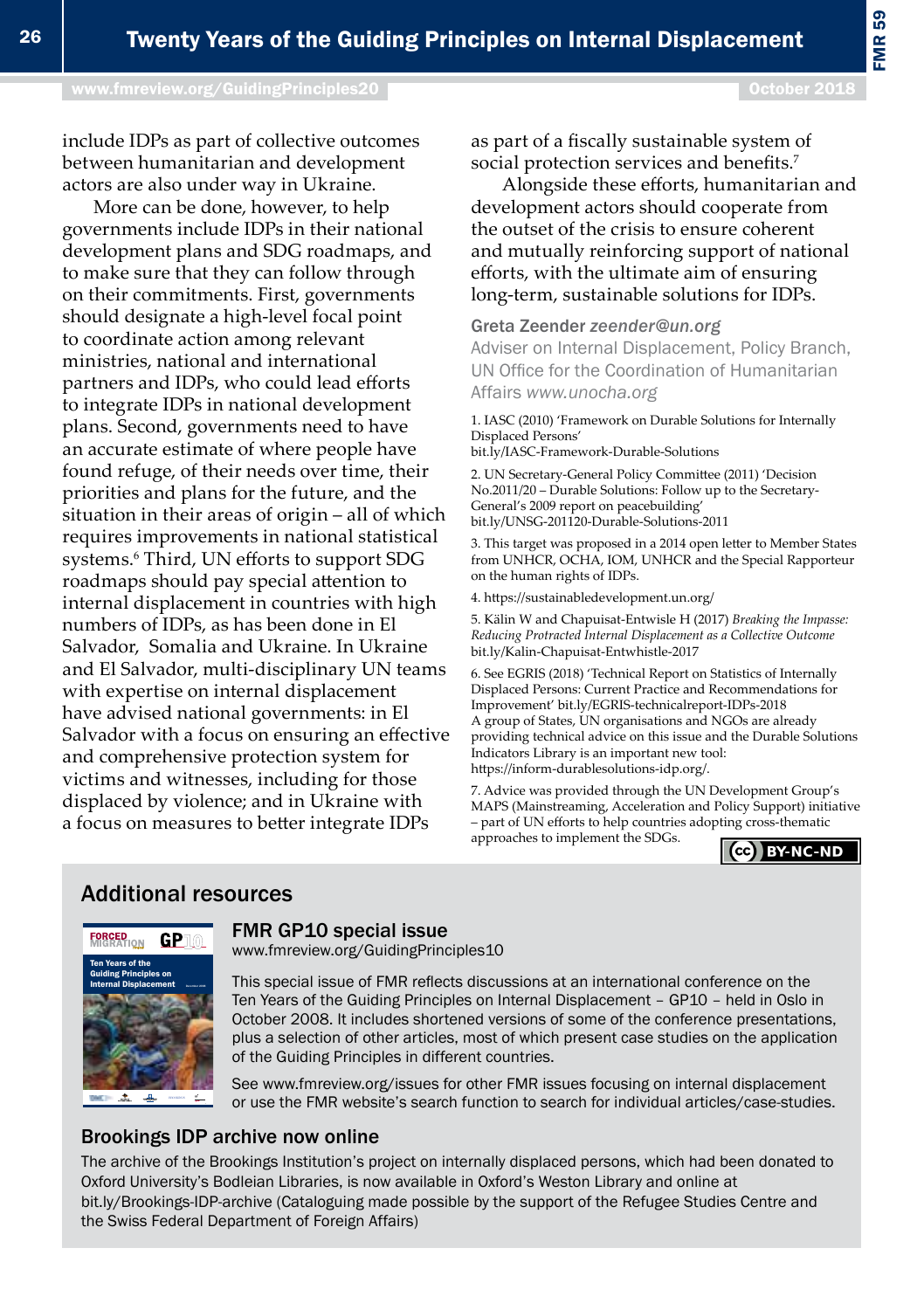include IDPs as part of collective outcomes between humanitarian and development actors are also under way in Ukraine.

More can be done, however, to help governments include IDPs in their national development plans and SDG roadmaps, and to make sure that they can follow through on their commitments. First, governments should designate a high-level focal point to coordinate action among relevant ministries, national and international partners and IDPs, who could lead efforts to integrate IDPs in national development plans. Second, governments need to have an accurate estimate of where people have found refuge, of their needs over time, their priorities and plans for the future, and the situation in their areas of origin – all of which requires improvements in national statistical systems.[6] Third, UN efforts to support SDG roadmaps should pay special attention to internal displacement in countries with high numbers of IDPs, as has been done in El Salvador, Somalia and Ukraine. In Ukraine and El Salvador, multi-disciplinary UN teams with expertise on internal displacement have advised national governments: in El Salvador with a focus on ensuring an effective and comprehensive protection system for victims and witnesses, including for those displaced by violence; and in Ukraine with a focus on measures to better integrate IDPs as part of a fiscally sustainable system of social protection services and benefits.[7]

Alongside these efforts, humanitarian and development actors should cooperate from the outset of the crisis to ensure coherent and mutually reinforcing support of national efforts, with the ultimate aim of ensuring long-term, sustainable solutions for IDPs.

**Greta Zeender** *zeender@un.org*
Adviser on Internal Displacement, Policy Branch, UN Office for the Coordination of Humanitarian Affairs *www.unocha.org*

1. IASC (2010) 'Framework on Durable Solutions for Internally Displaced Persons'
bit.ly/IASC-Framework-Durable-Solutions

2. UN Secretary-General Policy Committee (2011) 'Decision No.2011/20 – Durable Solutions: Follow up to the Secretary-General's 2009 report on peacebuilding'
bit.ly/UNSG-201120-Durable-Solutions-2011

3. This target was proposed in a 2014 open letter to Member States from UNHCR, OCHA, IOM, UNHCR and the Special Rapporteur on the human rights of IDPs.

4. https://sustainabledevelopment.un.org/

5. Kälin W and Chapuisat-Entwisle H (2017) *Breaking the Impasse: Reducing Protracted Internal Displacement as a Collective Outcome*
bit.ly/Kalin-Chapuisat-Entwhistle-2017

6. See EGRIS (2018) 'Technical Report on Statistics of Internally Displaced Persons: Current Practice and Recommendations for Improvement' bit.ly/EGRIS-technicalreport-IDPs-2018
A group of States, UN organisations and NGOs are already providing technical advice on this issue and the Durable Solutions Indicators Library is an important new tool: https://inform-durablesolutions-idp.org/.

7. Advice was provided through the UN Development Group's MAPS (Mainstreaming, Acceleration and Policy Support) initiative – part of UN efforts to help countries adopting cross-thematic approaches to implement the SDGs.

## Additional resources

### FMR GP10 special issue

www.fmreview.org/GuidingPrinciples10

This special issue of FMR reflects discussions at an international conference on the Ten Years of the Guiding Principles on Internal Displacement – GP10 – held in Oslo in October 2008. It includes shortened versions of some of the conference presentations, plus a selection of other articles, most of which present case studies on the application of the Guiding Principles in different countries.

See www.fmreview.org/issues for other FMR issues focusing on internal displacement or use the FMR website's search function to search for individual articles/case-studies.

### Brookings IDP archive now online

The archive of the Brookings Institution's project on internally displaced persons, which had been donated to Oxford University's Bodleian Libraries, is now available in Oxford's Weston Library and online at bit.ly/Brookings-IDP-archive (Cataloguing made possible by the support of the Refugee Studies Centre and the Swiss Federal Department of Foreign Affairs)